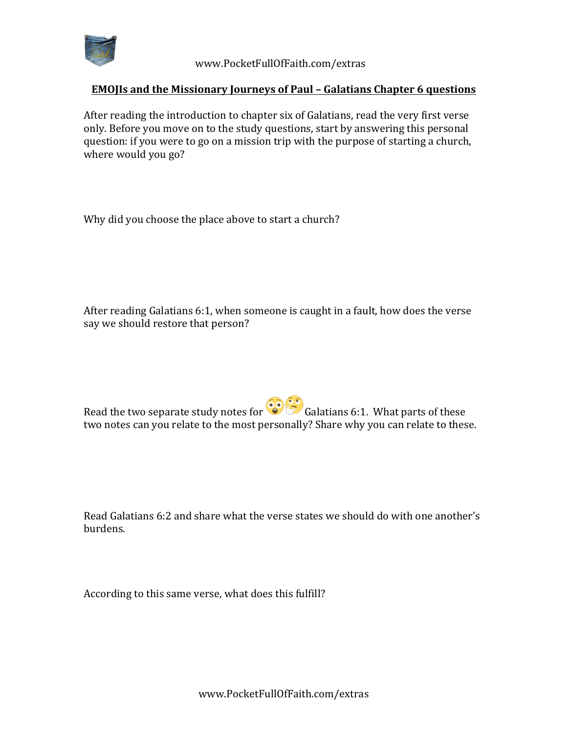## EMOJIs and the Missionary Journeys of Paul – Galatians Chapter 6 questions

After reading the introduction to chapter six of Galatians, read the very first verse only. Before you move on to the study questions, start by answering this personal question: if you were to go on a mission trip with the purpose of starting a church, where would you go?

Why did you choose the place above to start a church?

After reading Galatians 6:1, when someone is caught in a fault, how does the verse say we should restore that person?

Read the two separate study notes for 😳🤔 Galatians 6:1. What parts of these two notes can you relate to the most personally? Share why you can relate to these.

Read Galatians 6:2 and share what the verse states we should do with one another's burdens.

According to this same verse, what does this fulfill?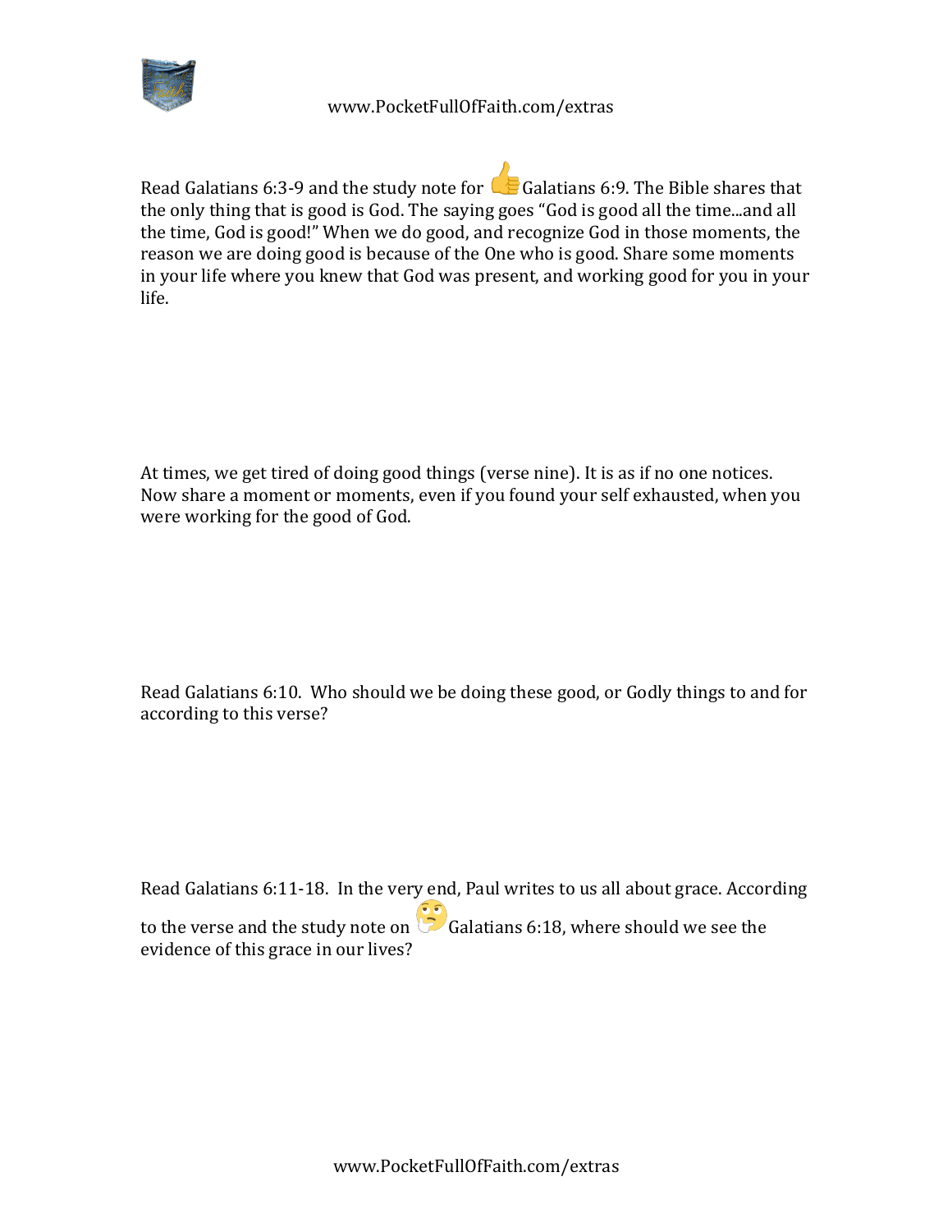Read Galatians 6:3-9 and the study note for 👍 Galatians 6:9. The Bible shares that the only thing that is good is God. The saying goes "God is good all the time...and all the time, God is good!" When we do good, and recognize God in those moments, the reason we are doing good is because of the One who is good. Share some moments in your life where you knew that God was present, and working good for you in your life.

At times, we get tired of doing good things (verse nine). It is as if no one notices. Now share a moment or moments, even if you found your self exhausted, when you were working for the good of God.

Read Galatians 6:10. Who should we be doing these good, or Godly things to and for according to this verse?

Read Galatians 6:11-18. In the very end, Paul writes to us all about grace. According to the verse and the study note on 🤔 Galatians 6:18, where should we see the evidence of this grace in our lives?